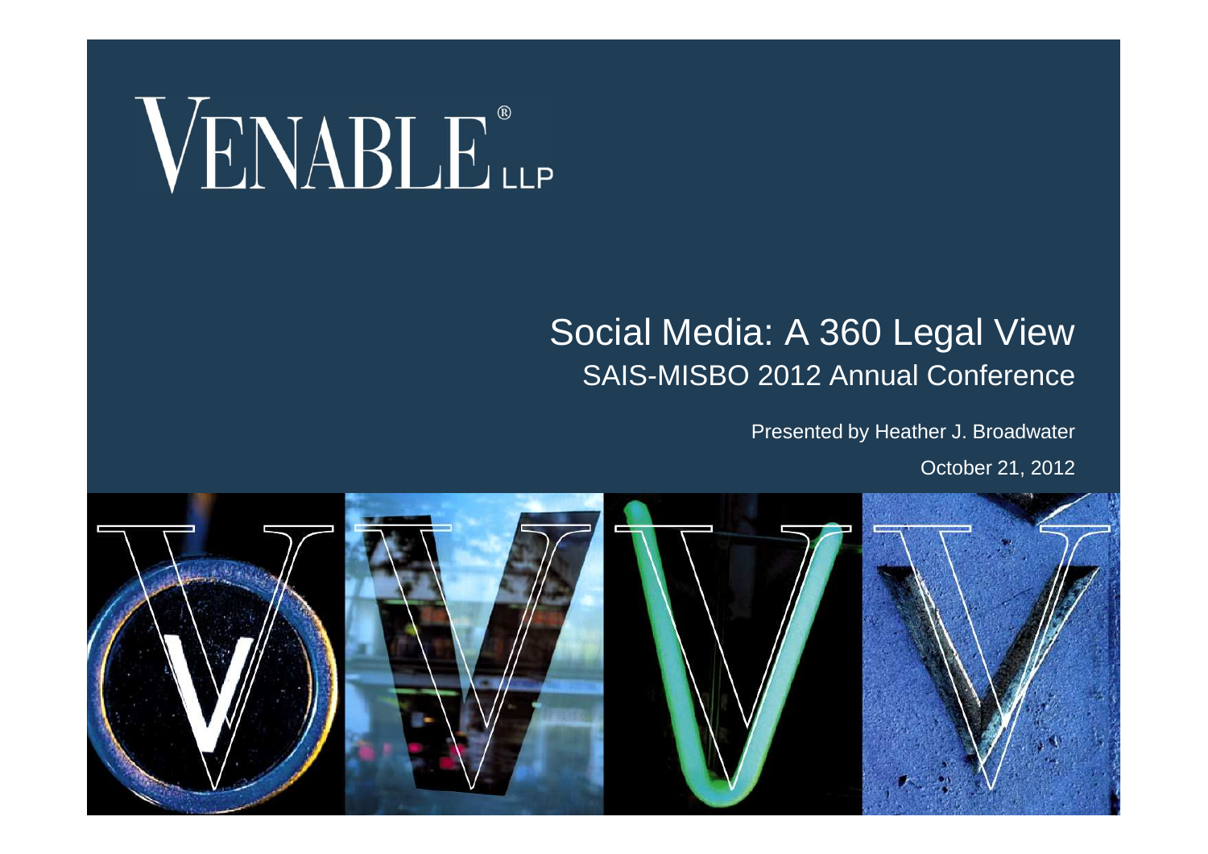VENABLE® LLP

# Social Media: A 360 Legal View

## SAIS-MISBO 2012 Annual Conference

Presented by Heather J. Broadwater

October 21, 2012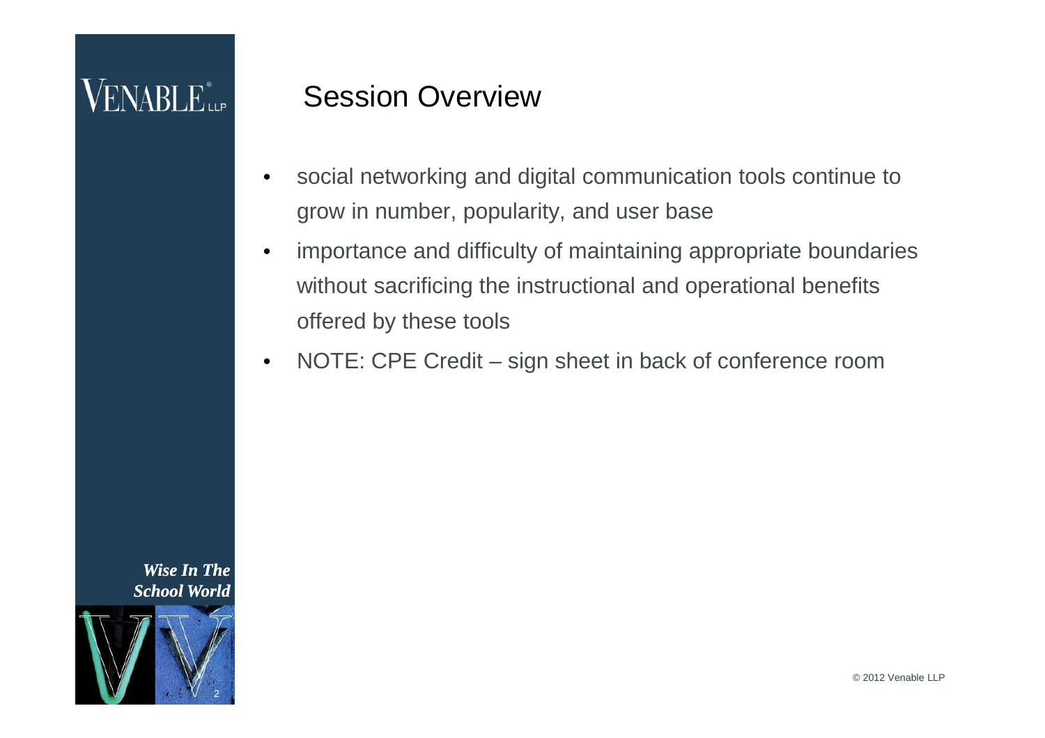## Session Overview

- social networking and digital communication tools continue to grow in number, popularity, and user base
- importance and difficulty of maintaining appropriate boundaries without sacrificing the instructional and operational benefits offered by these tools
- NOTE: CPE Credit – sign sheet in back of conference room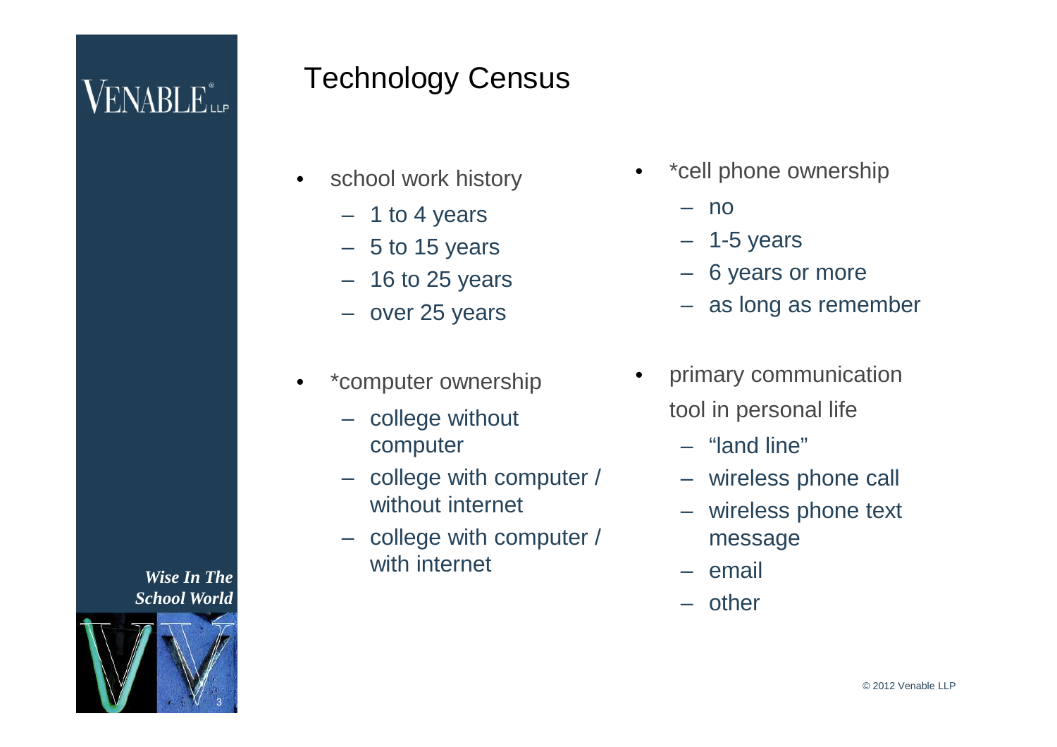# Technology Census

- school work history
  - 1 to 4 years
  - 5 to 15 years
  - 16 to 25 years
  - over 25 years
- *computer ownership
  - college without computer
  - college with computer / without internet
  - college with computer / with internet
- *cell phone ownership
  - no
  - 1-5 years
  - 6 years or more
  - as long as remember
- primary communication tool in personal life
  - "land line"
  - wireless phone call
  - wireless phone text message
  - email
  - other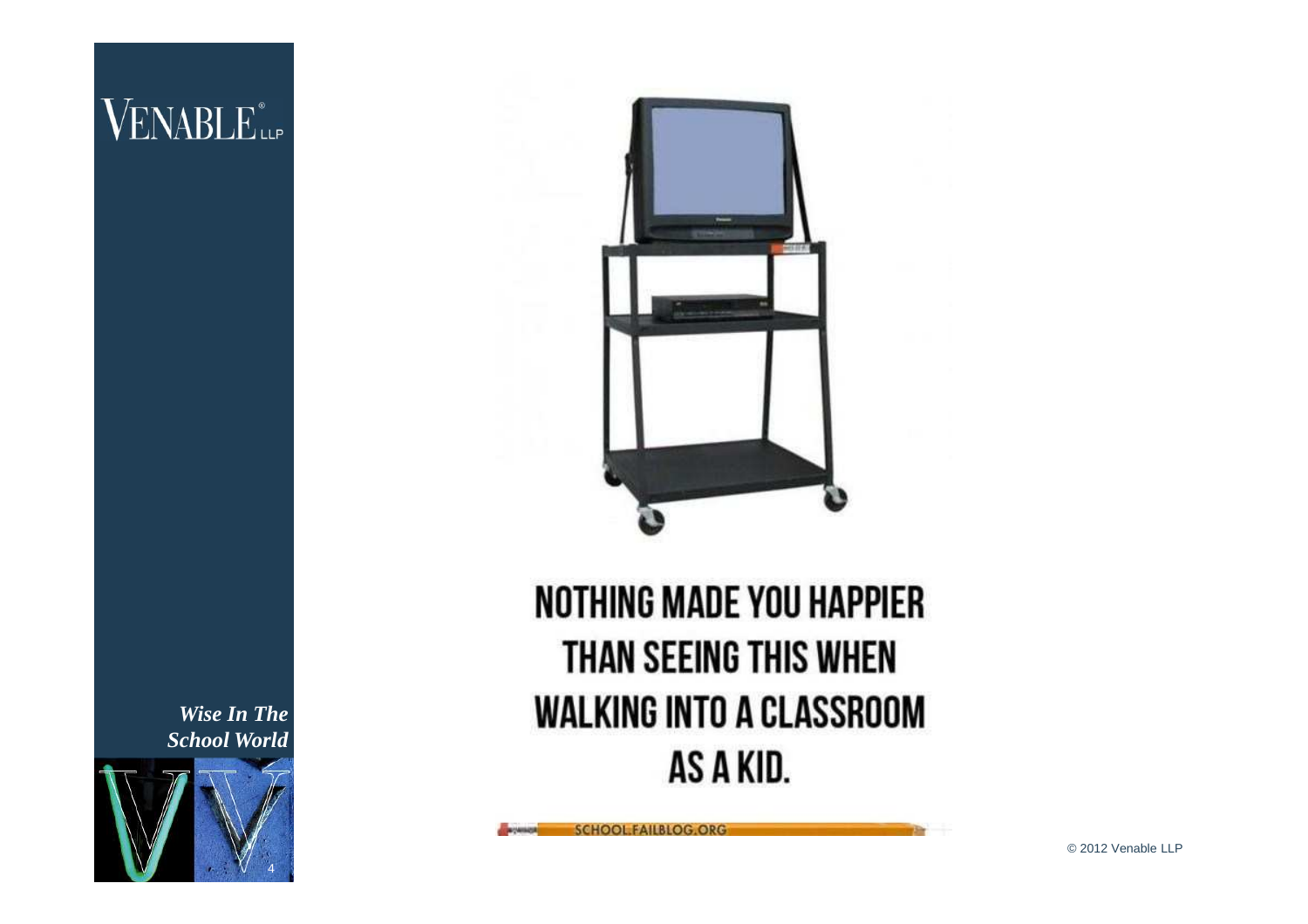NOTHING MADE YOU HAPPIER THAN SEEING THIS WHEN WALKING INTO A CLASSROOM AS A KID.

SCHOOL.FAILBLOG.ORG

*Wise In The School World*

© 2012 Venable LLP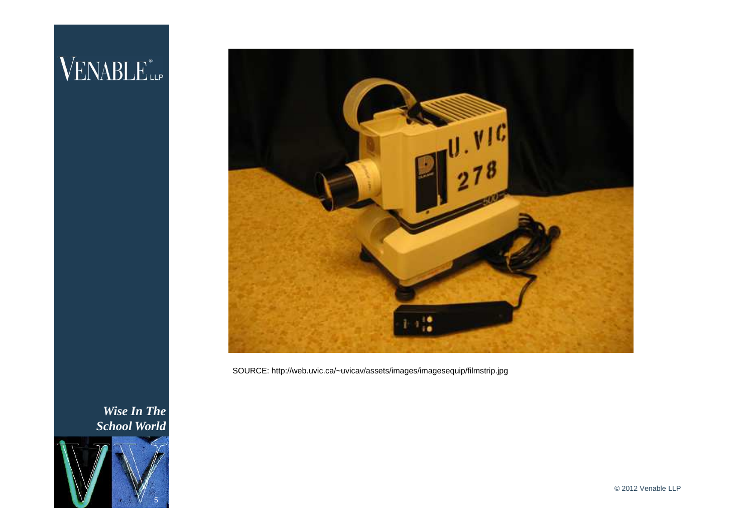SOURCE: http://web.uvic.ca/~uvicav/assets/images/imagesequip/filmstrip.jpg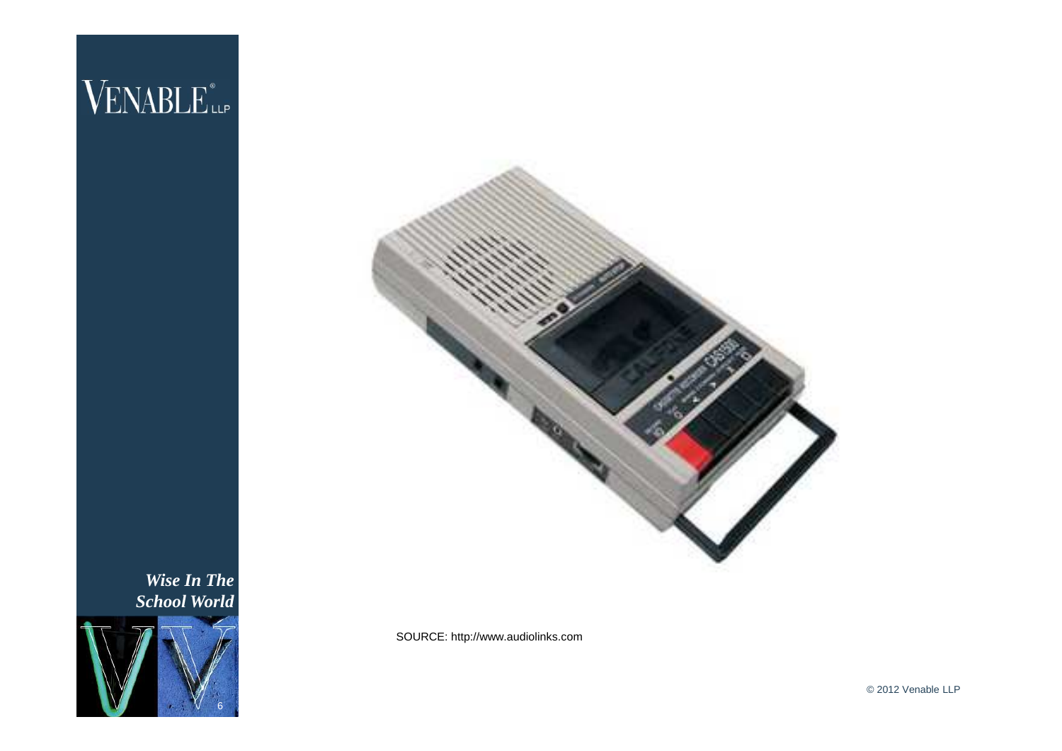SOURCE: http://www.audiolinks.com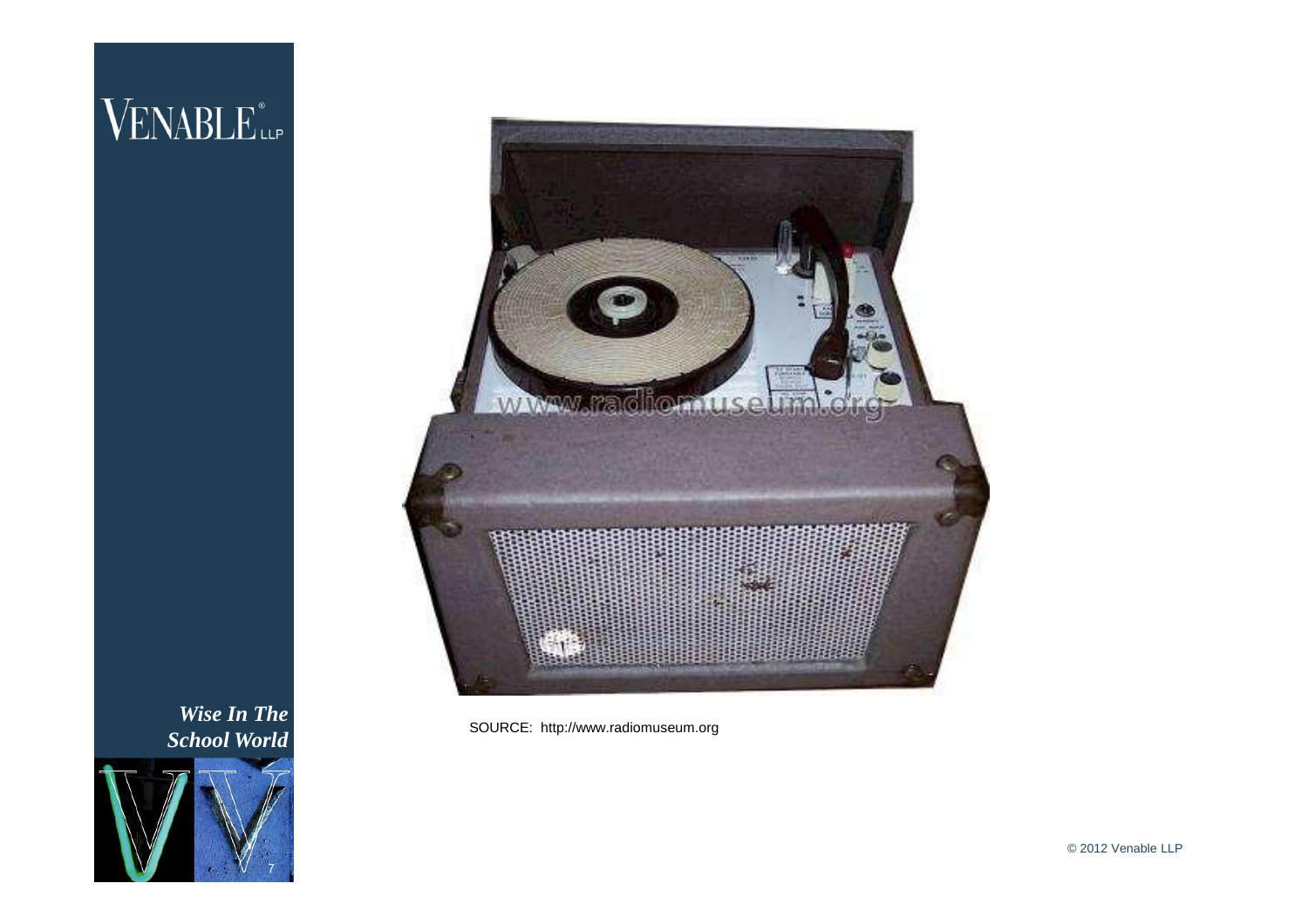SOURCE: http://www.radiomuseum.org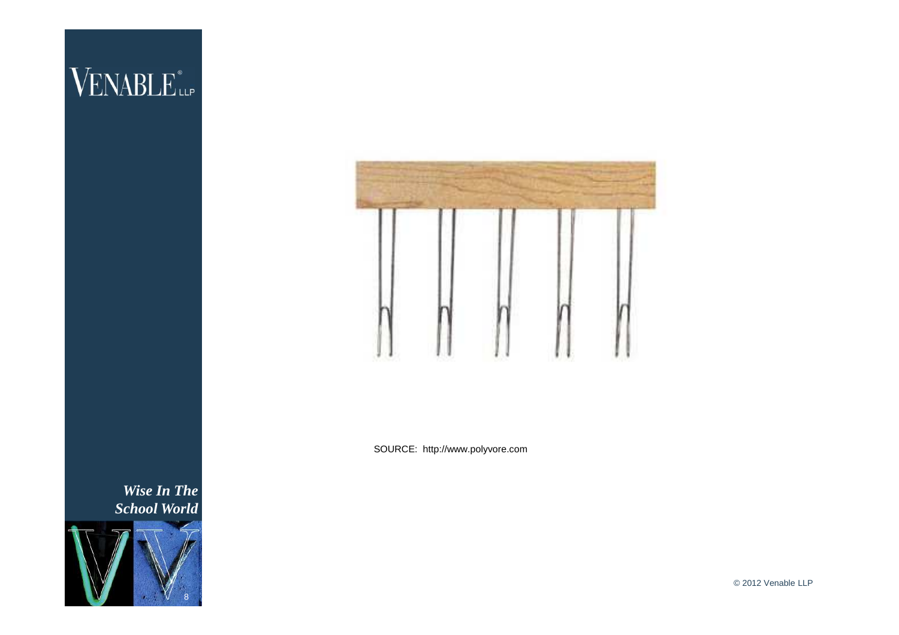SOURCE: http://www.polyvore.com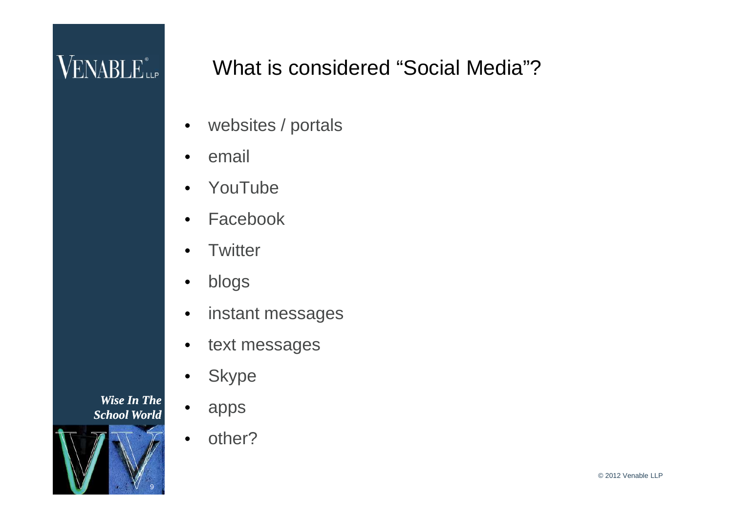# What is considered "Social Media"?

- websites / portals
- email
- YouTube
- Facebook
- Twitter
- blogs
- instant messages
- text messages
- Skype
- apps
- other?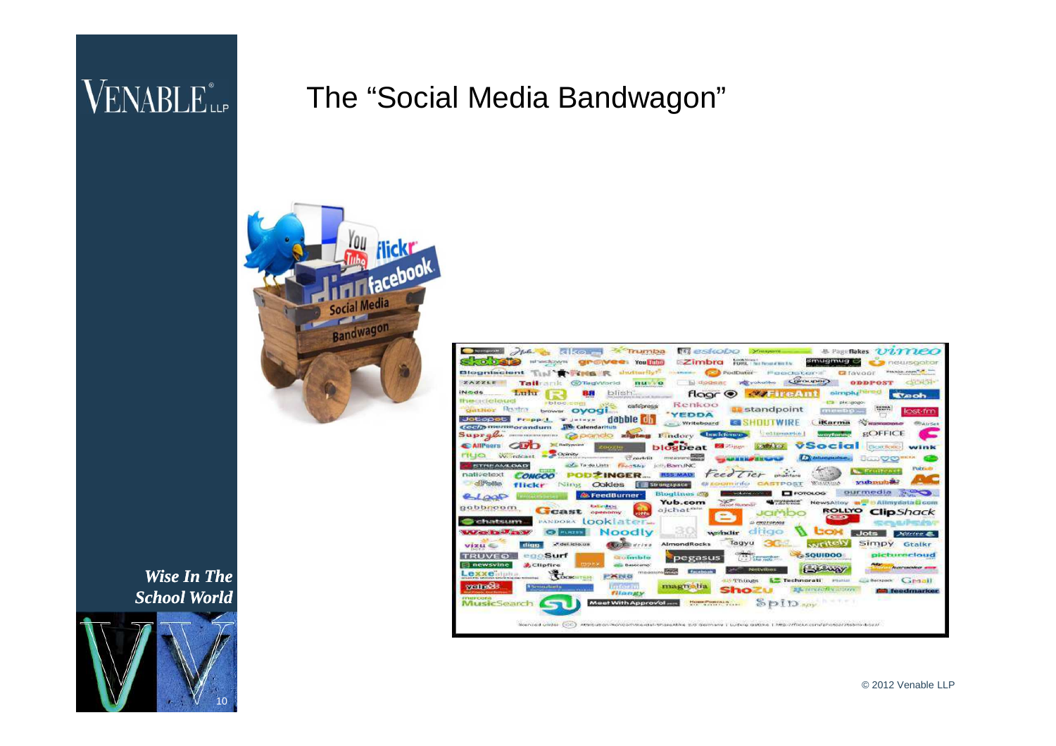# The "Social Media Bandwagon"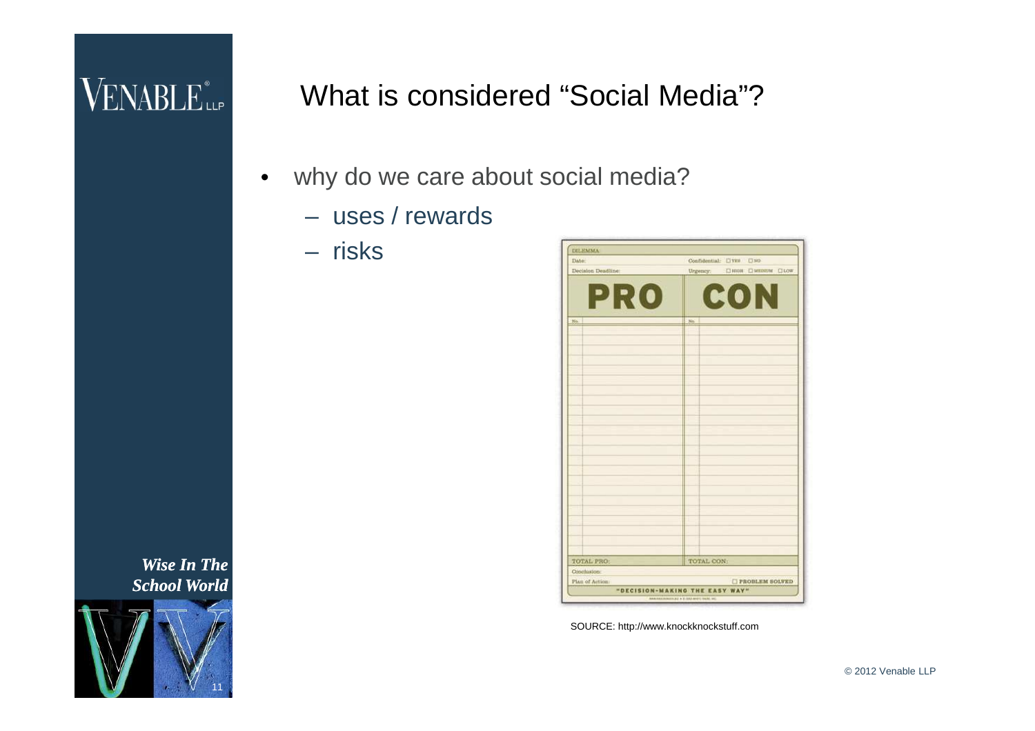# What is considered "Social Media"?

- why do we care about social media?
  - uses / rewards
  - risks

SOURCE: http://www.knockknockstuff.com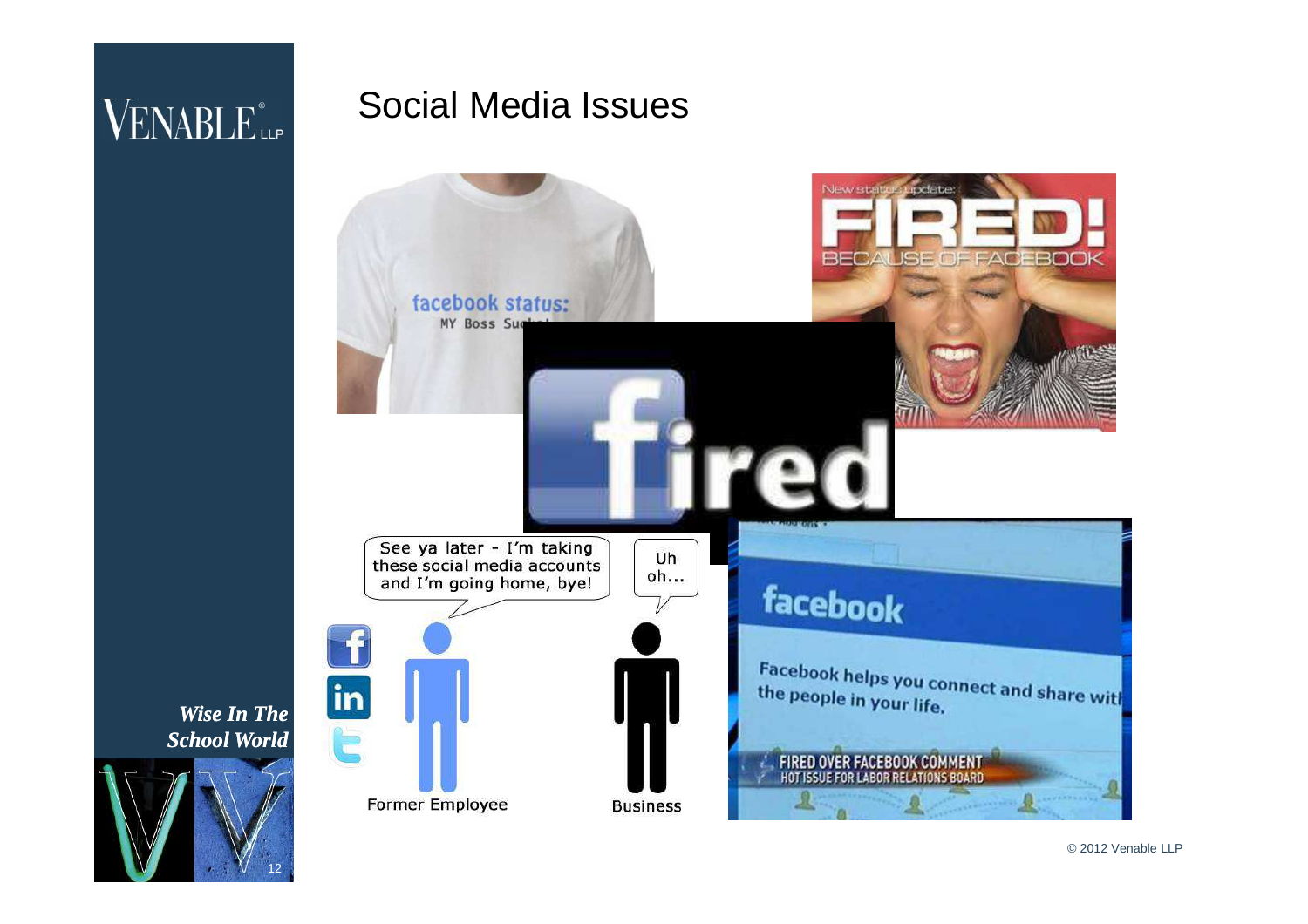# Social Media Issues

facebook status:
MY Boss Sucks!

New status update:
FIRED!
BECAUSE OF FACEBOOK

fired

See ya later - I'm taking these social media accounts and I'm going home, bye!

Uh oh...

Former Employee

Business

facebook

Facebook helps you connect and share with the people in your life.

FIRED OVER FACEBOOK COMMENT
HOT ISSUE FOR LABOR RELATIONS BOARD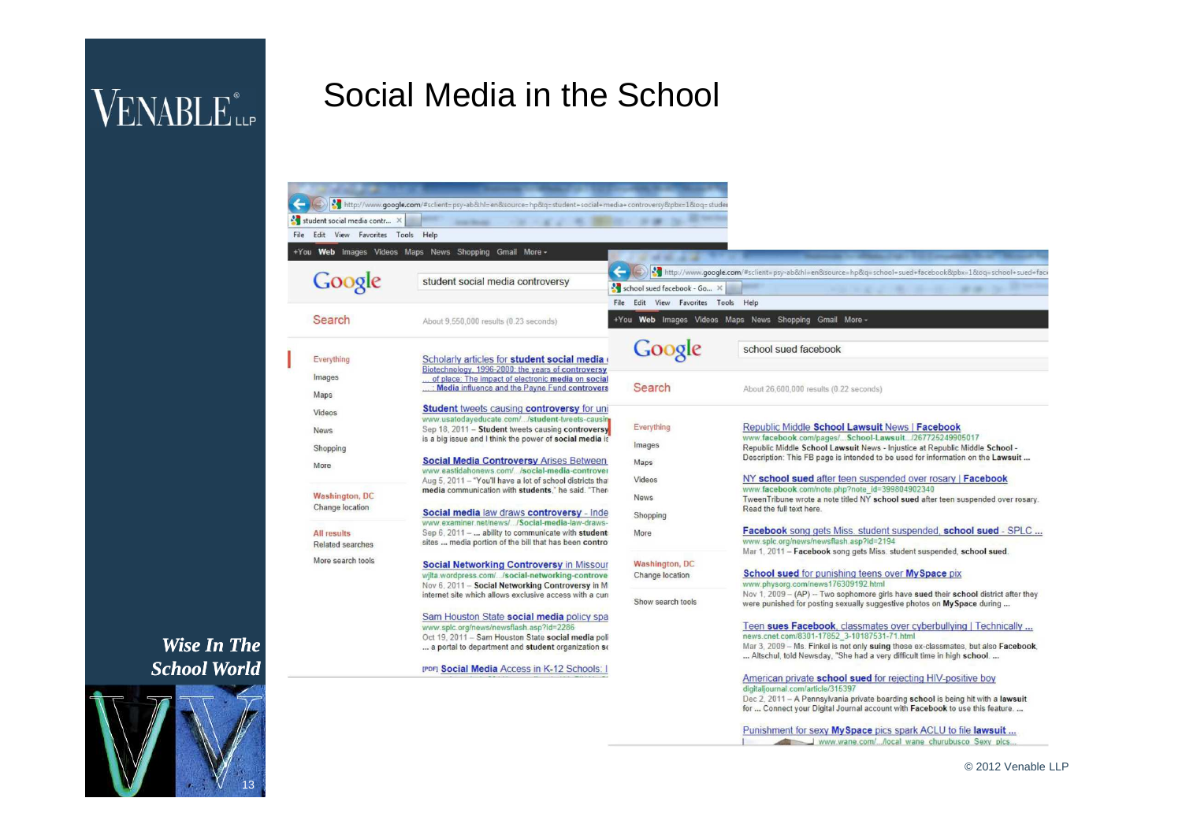# Social Media in the School

student social media controversy

About 9,550,000 results (0.23 seconds)

Scholarly articles for student social media ...
Biotechnology, 1996-2000: the years of controversy
... of place: The impact of electronic media on social ...
... : Media influence and the Payne Fund controvers...

Student tweets causing controversy for uni...
www.usatodayeducate.com/.../student-tweets-causin...
Sep 18, 2011 – Student tweets causing controversy ... is a big issue and I think the power of social media is ...

Social Media Controversy Arises Between ...
www.eastidahonews.com/.../social-media-controver...
Aug 5, 2011 – "You'll have a lot of school districts tha... media communication with students," he said. "Ther...

Social media law draws controversy - Inde...
www.examiner.net/news/.../Social-media-law-draws-...
Sep 6, 2011 – ... ability to communicate with student... sites ... media portion of the bill that has been contro...

Social Networking Controversy in Missour...
wjlta.wordpress.com/.../social-networking-controve...
Nov 6, 2011 – Social Networking Controversy in M... internet site which allows exclusive access with a cur...

Sam Houston State social media policy spa...
www.splc.org/news/newsflash.asp?id=2286
Oct 19, 2011 – Sam Houston State social media poli... ... a portal to department and student organization s...

[PDF] Social Media Access in K-12 Schools: I...

school sued facebook

About 26,600,000 results (0.22 seconds)

Republic Middle School Lawsuit News | Facebook
www.facebook.com/pages/...School-Lawsuit.../267725249905017
Republic Middle School Lawsuit News - Injustice at Republic Middle School - Description: This FB page is intended to be used for information on the Lawsuit ...

NY school sued after teen suspended over rosary | Facebook
www.facebook.com/note.php?note_id=399804902340
TweenTribune wrote a note titled NY school sued after teen suspended over rosary. Read the full text here.

Facebook song gets Miss. student suspended, school sued - SPLC ...
www.splc.org/news/newsflash.asp?id=2194
Mar 1, 2011 – Facebook song gets Miss. student suspended, school sued.

School sued for punishing teens over MySpace pix
www.physorg.com/news176309192.html
Nov 1, 2009 – (AP) -- Two sophomore girls have sued their school district after they were punished for posting sexually suggestive photos on MySpace during ...

Teen sues Facebook, classmates over cyberbullying | Technically ...
news.cnet.com/8301-17852_3-10187531-71.html
Mar 3, 2009 – Ms. Finkel is not only suing those ex-classmates, but also Facebook. ... Altschul, told Newsday, "She had a very difficult time in high school. ...

American private school sued for rejecting HIV-positive boy
digitaljournal.com/article/315397
Dec 2, 2011 – A Pennsylvania private boarding school is being hit with a lawsuit for ... Connect your Digital Journal account with Facebook to use this feature. ...

Punishment for sexy MySpace pics spark ACLU to file lawsuit ...
www.wane.com/.../local_wane_churubusco_Sexy_pics...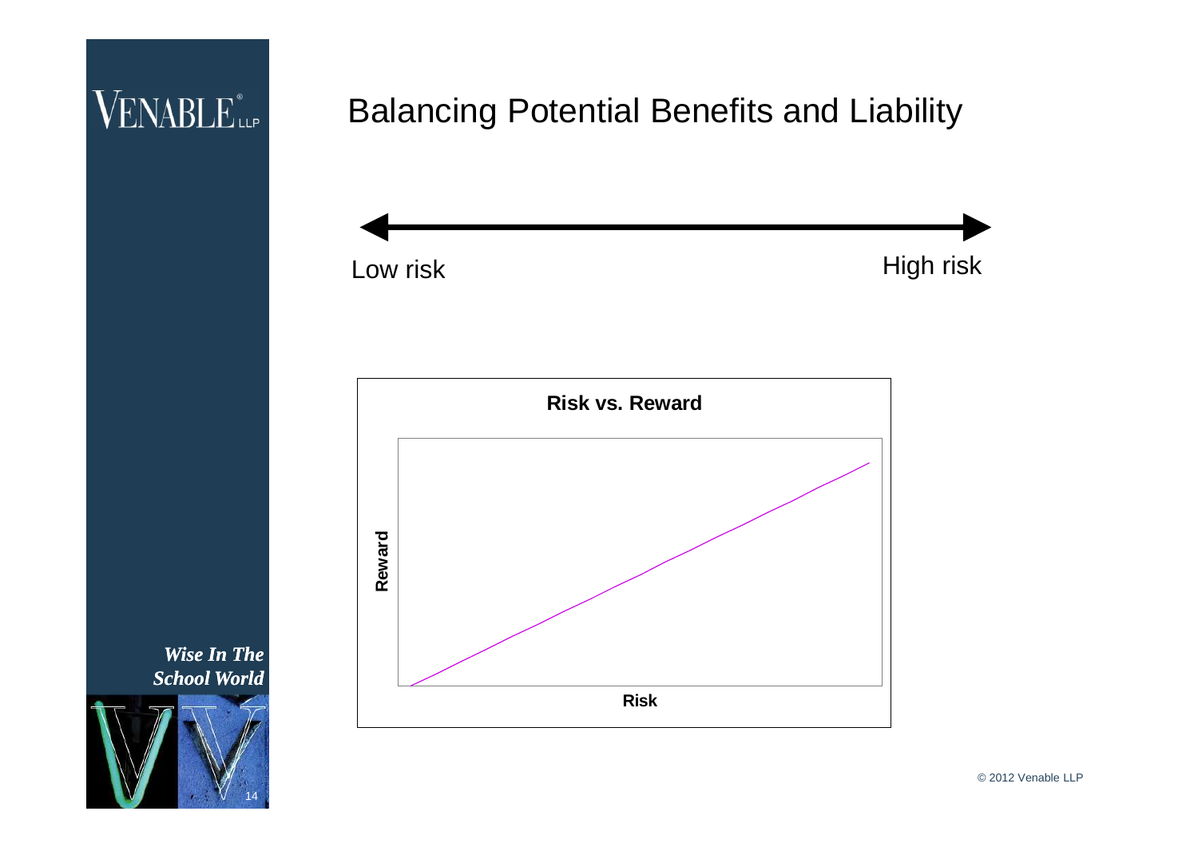# Balancing Potential Benefits and Liability

Low risk ⟷ High risk

**Risk vs. Reward**

**Reward**

**Risk**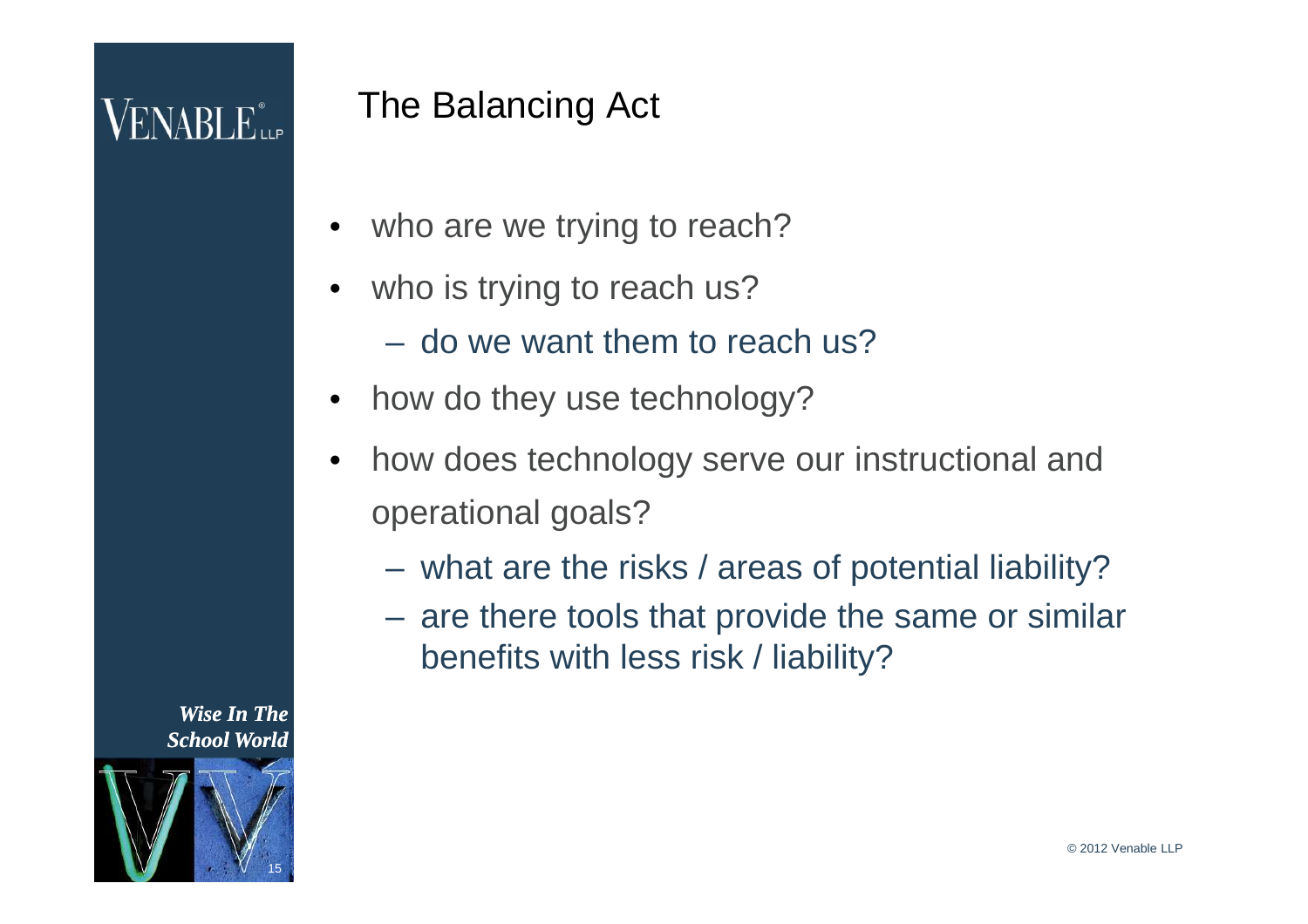# The Balancing Act

- who are we trying to reach?
- who is trying to reach us?
  - do we want them to reach us?
- how do they use technology?
- how does technology serve our instructional and operational goals?
  - what are the risks / areas of potential liability?
  - are there tools that provide the same or similar benefits with less risk / liability?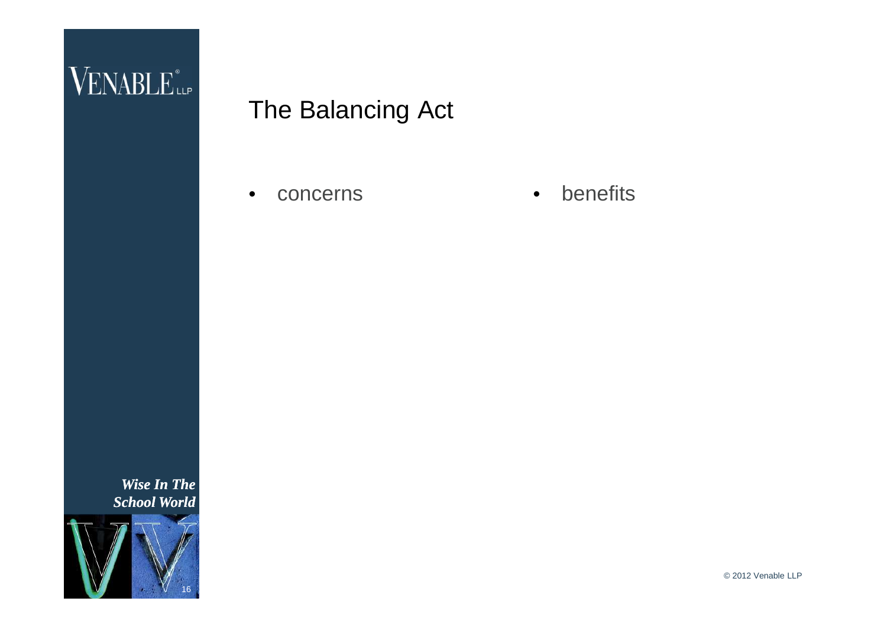# The Balancing Act

- concerns
- benefits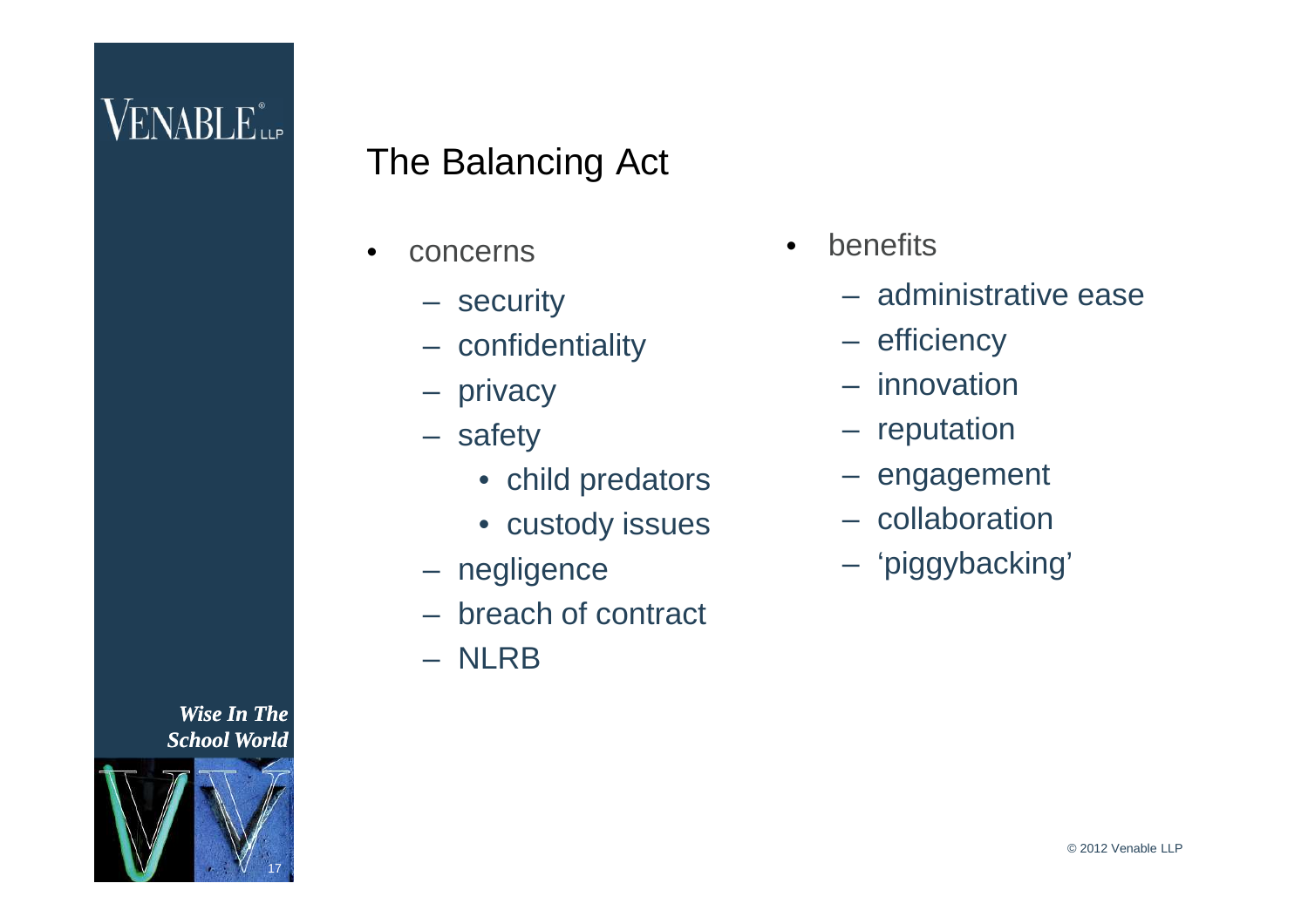## The Balancing Act

- concerns
  - security
  - confidentiality
  - privacy
  - safety
    - child predators
    - custody issues
  - negligence
  - breach of contract
  - NLRB

- benefits
  - administrative ease
  - efficiency
  - innovation
  - reputation
  - engagement
  - collaboration
  - ‘piggybacking’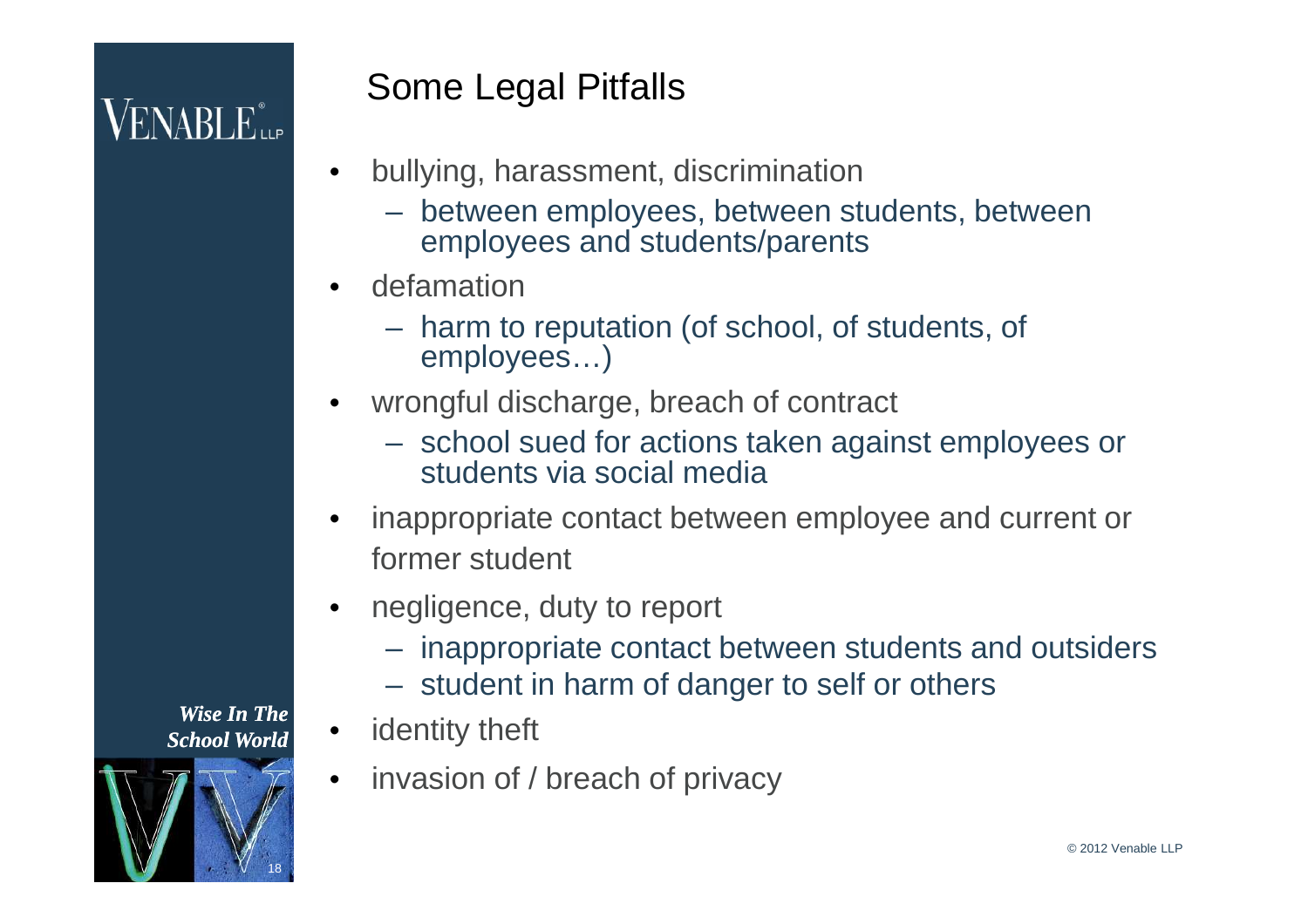# Some Legal Pitfalls

- bullying, harassment, discrimination
  - between employees, between students, between employees and students/parents
- defamation
  - harm to reputation (of school, of students, of employees…)
- wrongful discharge, breach of contract
  - school sued for actions taken against employees or students via social media
- inappropriate contact between employee and current or former student
- negligence, duty to report
  - inappropriate contact between students and outsiders
  - student in harm of danger to self or others
- identity theft
- invasion of / breach of privacy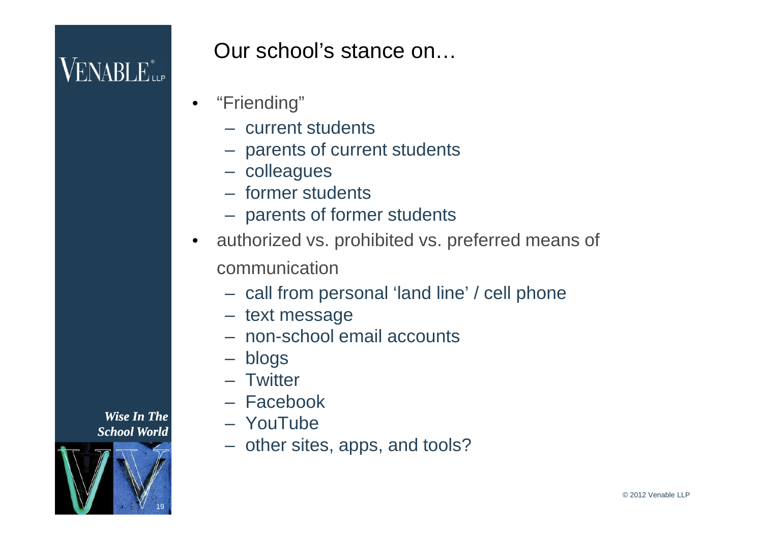# Our school's stance on…

- "Friending"
  - current students
  - parents of current students
  - colleagues
  - former students
  - parents of former students
- authorized vs. prohibited vs. preferred means of communication
  - call from personal 'land line' / cell phone
  - text message
  - non-school email accounts
  - blogs
  - Twitter
  - Facebook
  - YouTube
  - other sites, apps, and tools?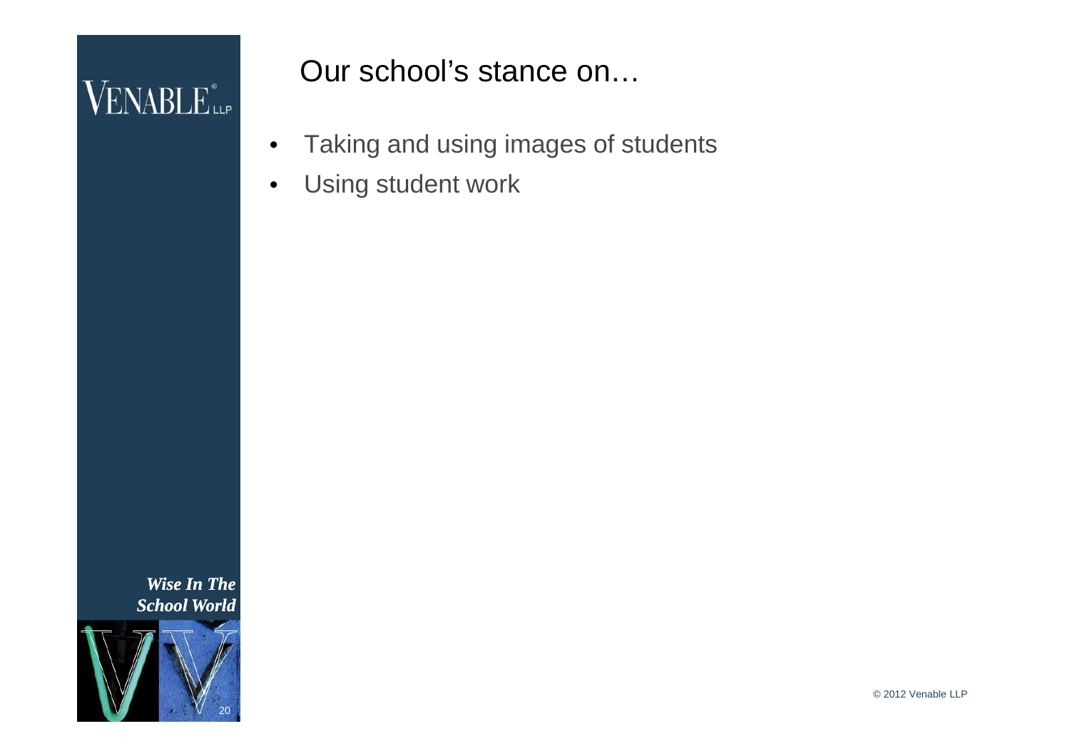# Our school's stance on…

- Taking and using images of students
- Using student work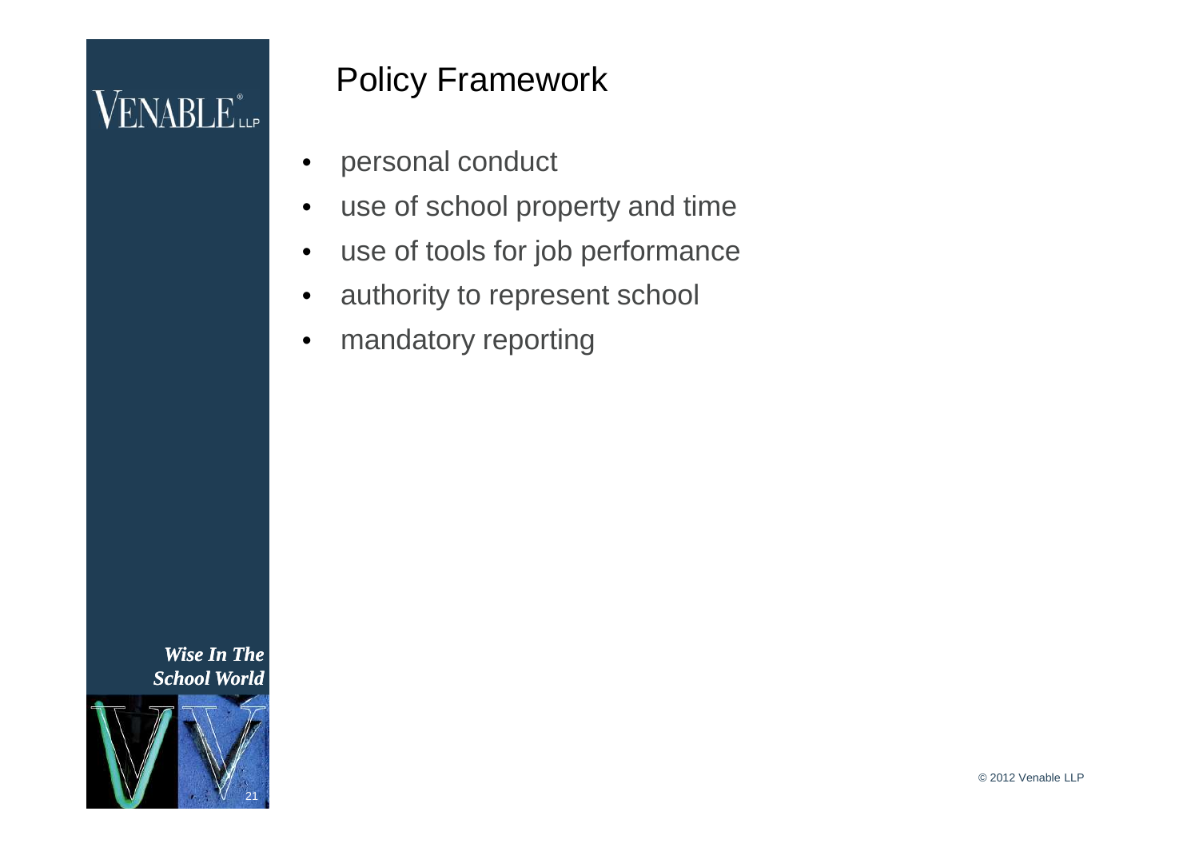# Policy Framework

- personal conduct
- use of school property and time
- use of tools for job performance
- authority to represent school
- mandatory reporting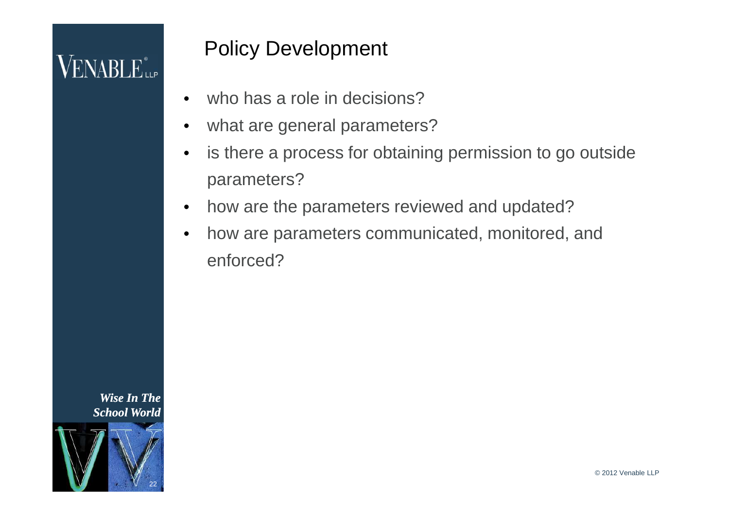# Policy Development

- who has a role in decisions?
- what are general parameters?
- is there a process for obtaining permission to go outside parameters?
- how are the parameters reviewed and updated?
- how are parameters communicated, monitored, and enforced?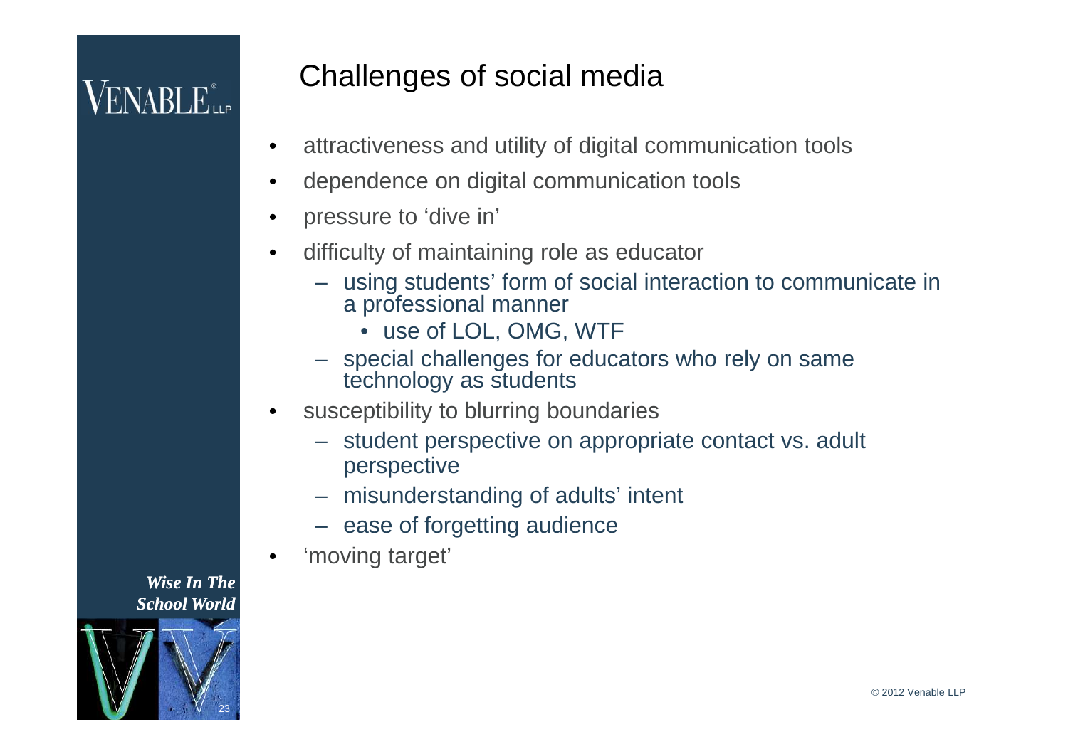# Challenges of social media

- attractiveness and utility of digital communication tools
- dependence on digital communication tools
- pressure to ‘dive in’
- difficulty of maintaining role as educator
  - using students’ form of social interaction to communicate in a professional manner
    - use of LOL, OMG, WTF
  - special challenges for educators who rely on same technology as students
- susceptibility to blurring boundaries
  - student perspective on appropriate contact vs. adult perspective
  - misunderstanding of adults’ intent
  - ease of forgetting audience
- ‘moving target’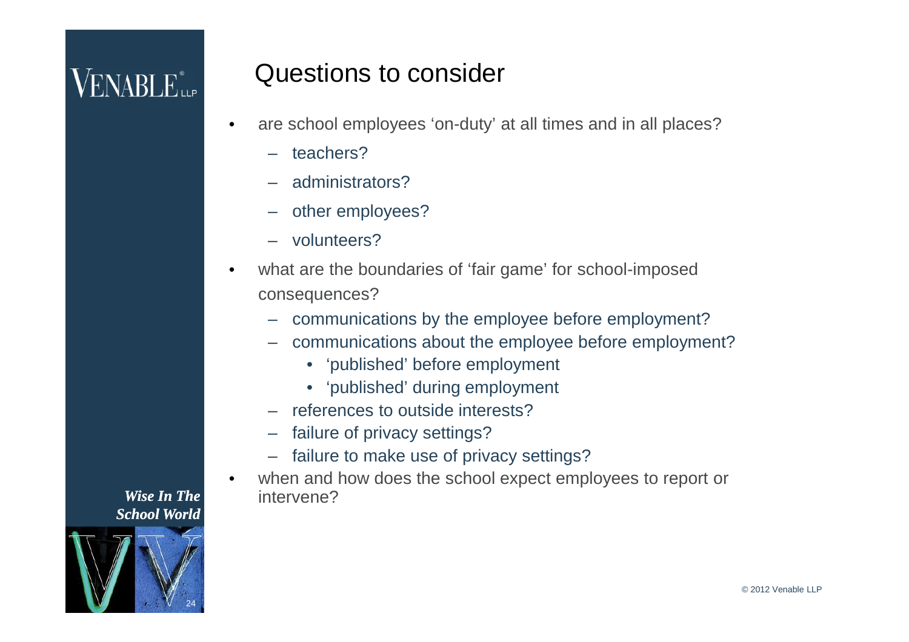# Questions to consider

- are school employees 'on-duty' at all times and in all places?
  - teachers?
  - administrators?
  - other employees?
  - volunteers?
- what are the boundaries of 'fair game' for school-imposed consequences?
  - communications by the employee before employment?
  - communications about the employee before employment?
    - 'published' before employment
    - 'published' during employment
  - references to outside interests?
  - failure of privacy settings?
  - failure to make use of privacy settings?
- when and how does the school expect employees to report or intervene?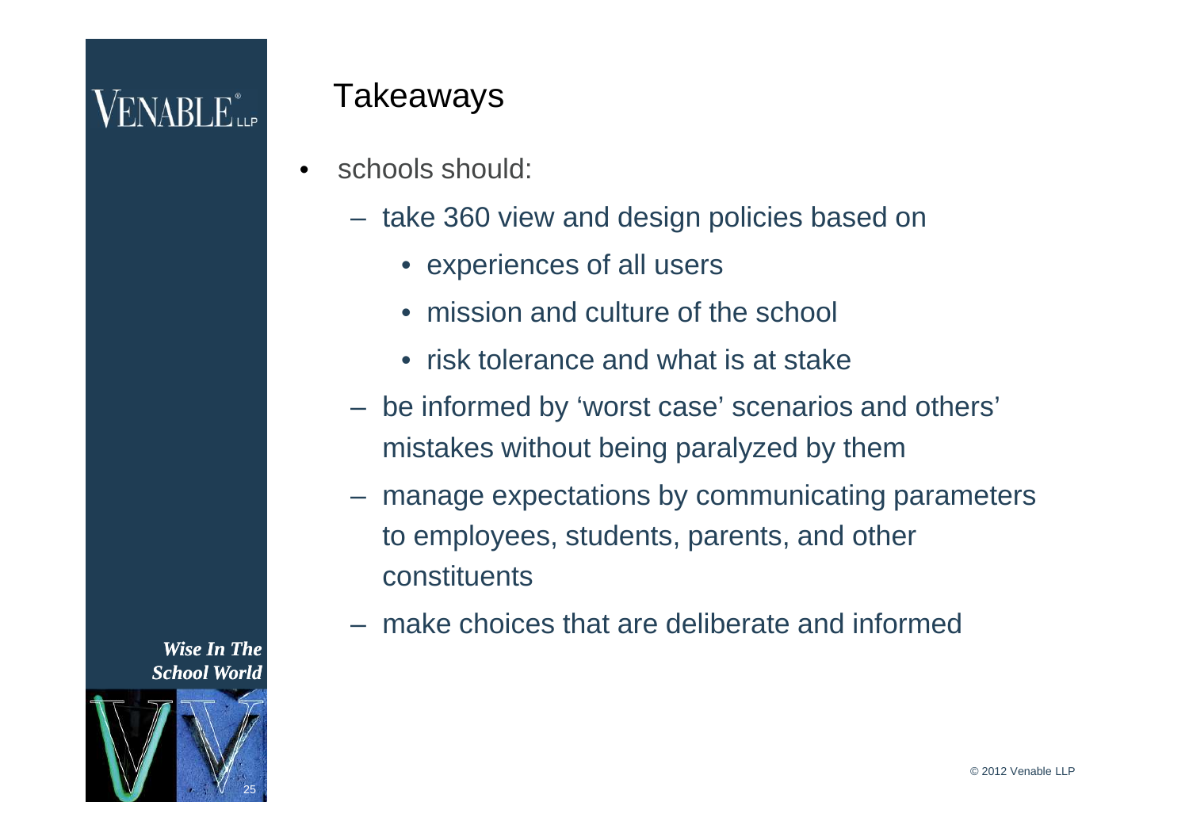# Takeaways

- schools should:
  - take 360 view and design policies based on
    - experiences of all users
    - mission and culture of the school
    - risk tolerance and what is at stake
  - be informed by 'worst case' scenarios and others' mistakes without being paralyzed by them
  - manage expectations by communicating parameters to employees, students, parents, and other constituents
  - make choices that are deliberate and informed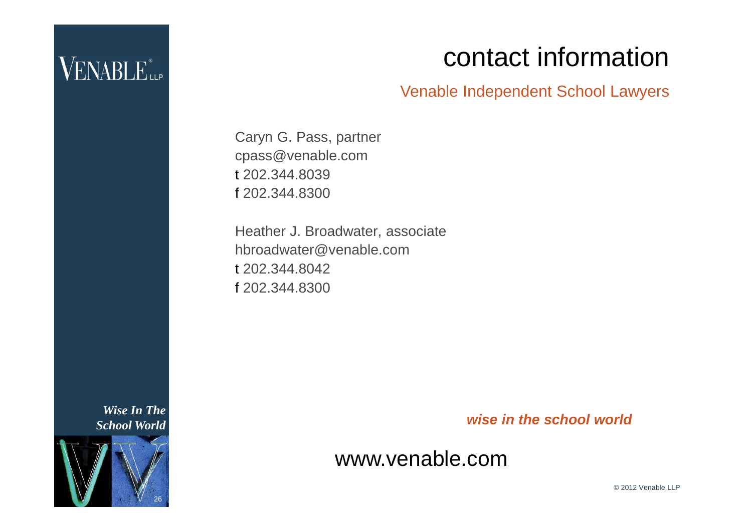# contact information

## Venable Independent School Lawyers

Caryn G. Pass, partner
cpass@venable.com
t 202.344.8039
f 202.344.8300

Heather J. Broadwater, associate
hbroadwater@venable.com
t 202.344.8042
f 202.344.8300

***wise in the school world***

www.venable.com

© 2012 Venable LLP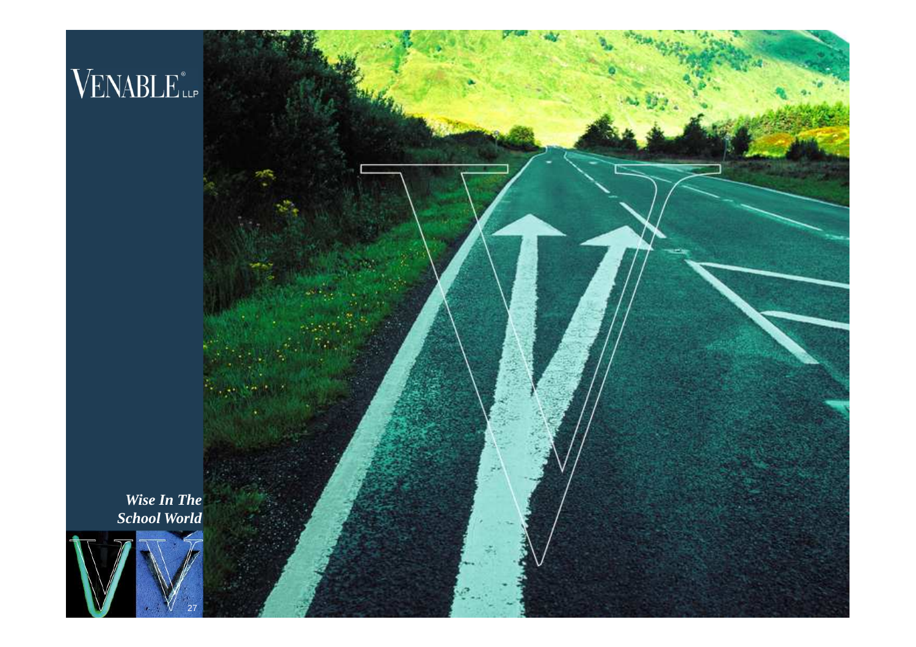VENABLE® LLP

*Wise In The School World*